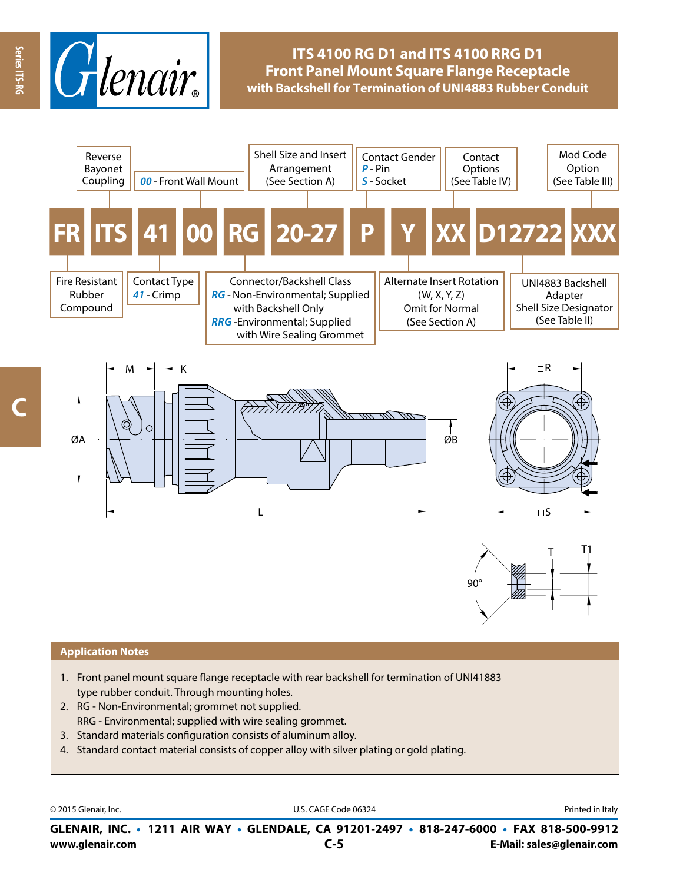# ITS 4100 RG D1 and ITS 4100 RRG D1
## Front Panel Mount Square Flange Receptacle
### with Backshell for Termination of UNI4883 Rubber Conduit

| FR | ITS | 41 | 00 | RG | 20-27 | P | Y | XX | D12722 | XXX |
|---|---|---|---|---|---|---|---|---|---|---|

- **FR** - Fire Resistant Rubber Compound
- **ITS** - Reverse Bayonet Coupling
- **41** - Contact Type: *41* - Crimp
- **00** - *00* - Front Wall Mount
- **RG** - Connector/Backshell Class: *RG* - Non-Environmental; Supplied with Backshell Only; *RRG* - Environmental; Supplied with Wire Sealing Grommet
- **20-27** - Shell Size and Insert Arrangement (See Section A)
- **P** - Contact Gender: *P* - Pin, *S* - Socket
- **Y** - Alternate Insert Rotation (W, X, Y, Z) Omit for Normal (See Section A)
- **XX** - Contact Options (See Table IV)
- **D12722** - UNI4883 Backshell Adapter Shell Size Designator (See Table II)
- **XXX** - Mod Code Option (See Table III)

M, K, ØA, ØB, L, □R, □S, T, T1, 90°

## Application Notes

1. Front panel mount square flange receptacle with rear backshell for termination of UNI41883 type rubber conduit. Through mounting holes.
2. RG - Non-Environmental; grommet not supplied.
   RRG - Environmental; supplied with wire sealing grommet.
3. Standard materials configuration consists of aluminum alloy.
4. Standard contact material consists of copper alloy with silver plating or gold plating.

© 2015 Glenair, Inc. U.S. CAGE Code 06324 Printed in Italy

**GLENAIR, INC. • 1211 AIR WAY • GLENDALE, CA 91201-2497 • 818-247-6000 • FAX 818-500-9912**
**www.glenair.com** **E-Mail: sales@glenair.com**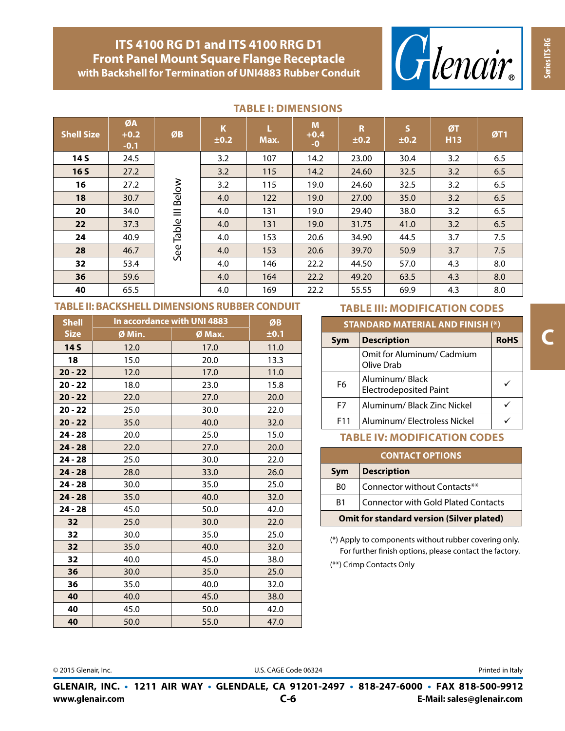# ITS 4100 RG D1 and ITS 4100 RRG D1
## Front Panel Mount Square Flange Receptacle
### with Backshell for Termination of UNI4883 Rubber Conduit

Series ITS-RG

### TABLE I: DIMENSIONS

| Shell Size | ØA +0.2 -0.1 | ØB | K ±0.2 | L Max. | M +0.4 -0 | R ±0.2 | S ±0.2 | ØT H13 | ØT1 |
|---|---|---|---|---|---|---|---|---|---|
| 14 S | 24.5 | See Table III Below | 3.2 | 107 | 14.2 | 23.00 | 30.4 | 3.2 | 6.5 |
| 16 S | 27.2 | | 3.2 | 115 | 14.2 | 24.60 | 32.5 | 3.2 | 6.5 |
| 16 | 27.2 | | 3.2 | 115 | 19.0 | 24.60 | 32.5 | 3.2 | 6.5 |
| 18 | 30.7 | | 4.0 | 122 | 19.0 | 27.00 | 35.0 | 3.2 | 6.5 |
| 20 | 34.0 | | 4.0 | 131 | 19.0 | 29.40 | 38.0 | 3.2 | 6.5 |
| 22 | 37.3 | | 4.0 | 131 | 19.0 | 31.75 | 41.0 | 3.2 | 6.5 |
| 24 | 40.9 | | 4.0 | 153 | 20.6 | 34.90 | 44.5 | 3.7 | 7.5 |
| 28 | 46.7 | | 4.0 | 153 | 20.6 | 39.70 | 50.9 | 3.7 | 7.5 |
| 32 | 53.4 | | 4.0 | 146 | 22.2 | 44.50 | 57.0 | 4.3 | 8.0 |
| 36 | 59.6 | | 4.0 | 164 | 22.2 | 49.20 | 63.5 | 4.3 | 8.0 |
| 40 | 65.5 | | 4.0 | 169 | 22.2 | 55.55 | 69.9 | 4.3 | 8.0 |

### TABLE II: BACKSHELL DIMENSIONS RUBBER CONDUIT

| Shell Size | In accordance with UNI 4883 | | ØB ±0.1 |
|---|---|---|---|
| | Ø Min. | Ø Max. | |
| 14 S | 12.0 | 17.0 | 11.0 |
| 18 | 15.0 | 20.0 | 13.3 |
| 20 - 22 | 12.0 | 17.0 | 11.0 |
| 20 - 22 | 18.0 | 23.0 | 15.8 |
| 20 - 22 | 22.0 | 27.0 | 20.0 |
| 20 - 22 | 25.0 | 30.0 | 22.0 |
| 20 - 22 | 35.0 | 40.0 | 32.0 |
| 24 - 28 | 20.0 | 25.0 | 15.0 |
| 24 - 28 | 22.0 | 27.0 | 20.0 |
| 24 - 28 | 25.0 | 30.0 | 22.0 |
| 24 - 28 | 28.0 | 33.0 | 26.0 |
| 24 - 28 | 30.0 | 35.0 | 25.0 |
| 24 - 28 | 35.0 | 40.0 | 32.0 |
| 24 - 28 | 45.0 | 50.0 | 42.0 |
| 32 | 25.0 | 30.0 | 22.0 |
| 32 | 30.0 | 35.0 | 25.0 |
| 32 | 35.0 | 40.0 | 32.0 |
| 32 | 40.0 | 45.0 | 38.0 |
| 36 | 30.0 | 35.0 | 25.0 |
| 36 | 35.0 | 40.0 | 32.0 |
| 40 | 40.0 | 45.0 | 38.0 |
| 40 | 45.0 | 50.0 | 42.0 |
| 40 | 50.0 | 55.0 | 47.0 |

### TABLE III: MODIFICATION CODES

| STANDARD MATERIAL AND FINISH (*) | | |
|---|---|---|
| **Sym** | **Description** | **RoHS** |
| | Omit for Aluminum/ Cadmium Olive Drab | |
| F6 | Aluminum/ Black Electrodeposited Paint | ✓ |
| F7 | Aluminum/ Black Zinc Nickel | ✓ |
| F11 | Aluminum/ Electroless Nickel | ✓ |

### TABLE IV: MODIFICATION CODES

| CONTACT OPTIONS | |
|---|---|
| **Sym** | **Description** |
| B0 | Connector without Contacts** |
| B1 | Connector with Gold Plated Contacts |
| **Omit for standard version (Silver plated)** | |

(*) Apply to components without rubber covering only. For further finish options, please contact the factory.

(**) Crimp Contacts Only

© 2015 Glenair, Inc. U.S. CAGE Code 06324 Printed in Italy

**GLENAIR, INC. • 1211 AIR WAY • GLENDALE, CA 91201-2497 • 818-247-6000 • FAX 818-500-9912**

**www.glenair.com** **E-Mail: sales@glenair.com**